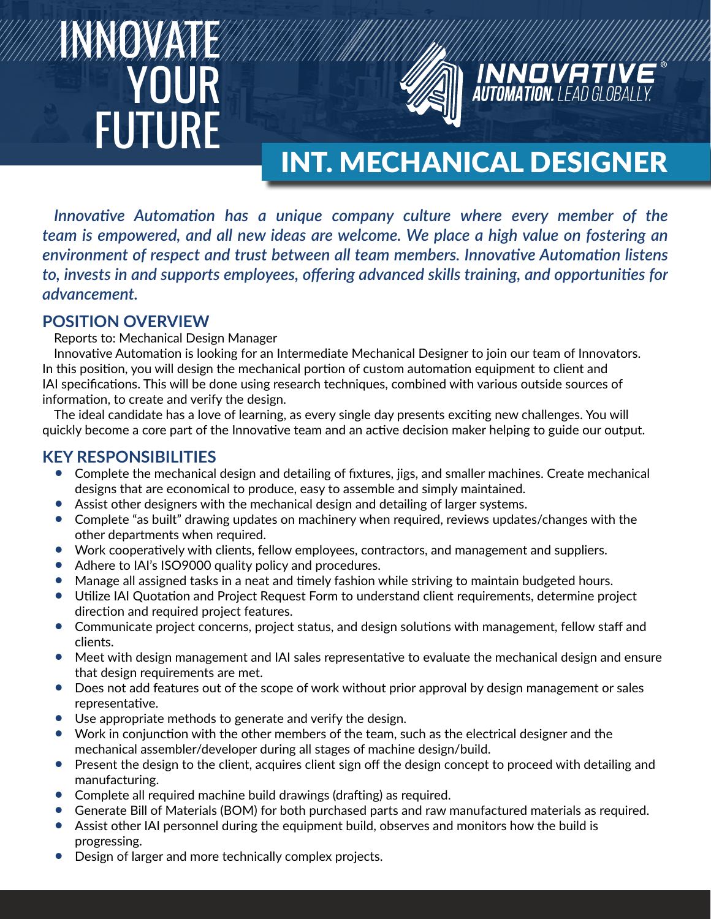# INNOVATE YOUR FUTURE

**INNOVATIVE® AUTOMATION.** LEAD GLOBALLY.

# INT. MECHANICAL DESIGNER

***Innovative Automation has a unique company culture where every member of the team is empowered, and all new ideas are welcome. We place a high value on fostering an environment of respect and trust between all team members. Innovative Automation listens to, invests in and supports employees, offering advanced skills training, and opportunities for advancement.***

## POSITION OVERVIEW

Reports to: Mechanical Design Manager

Innovative Automation is looking for an Intermediate Mechanical Designer to join our team of Innovators. In this position, you will design the mechanical portion of custom automation equipment to client and IAI specifications. This will be done using research techniques, combined with various outside sources of information, to create and verify the design.

The ideal candidate has a love of learning, as every single day presents exciting new challenges. You will quickly become a core part of the Innovative team and an active decision maker helping to guide our output.

## KEY RESPONSIBILITIES

- Complete the mechanical design and detailing of fixtures, jigs, and smaller machines. Create mechanical designs that are economical to produce, easy to assemble and simply maintained.
- Assist other designers with the mechanical design and detailing of larger systems.
- Complete "as built" drawing updates on machinery when required, reviews updates/changes with the other departments when required.
- Work cooperatively with clients, fellow employees, contractors, and management and suppliers.
- Adhere to IAI's ISO9000 quality policy and procedures.
- Manage all assigned tasks in a neat and timely fashion while striving to maintain budgeted hours.
- Utilize IAI Quotation and Project Request Form to understand client requirements, determine project direction and required project features.
- Communicate project concerns, project status, and design solutions with management, fellow staff and clients.
- Meet with design management and IAI sales representative to evaluate the mechanical design and ensure that design requirements are met.
- Does not add features out of the scope of work without prior approval by design management or sales representative.
- Use appropriate methods to generate and verify the design.
- Work in conjunction with the other members of the team, such as the electrical designer and the mechanical assembler/developer during all stages of machine design/build.
- Present the design to the client, acquires client sign off the design concept to proceed with detailing and manufacturing.
- Complete all required machine build drawings (drafting) as required.
- Generate Bill of Materials (BOM) for both purchased parts and raw manufactured materials as required.
- Assist other IAI personnel during the equipment build, observes and monitors how the build is progressing.
- Design of larger and more technically complex projects.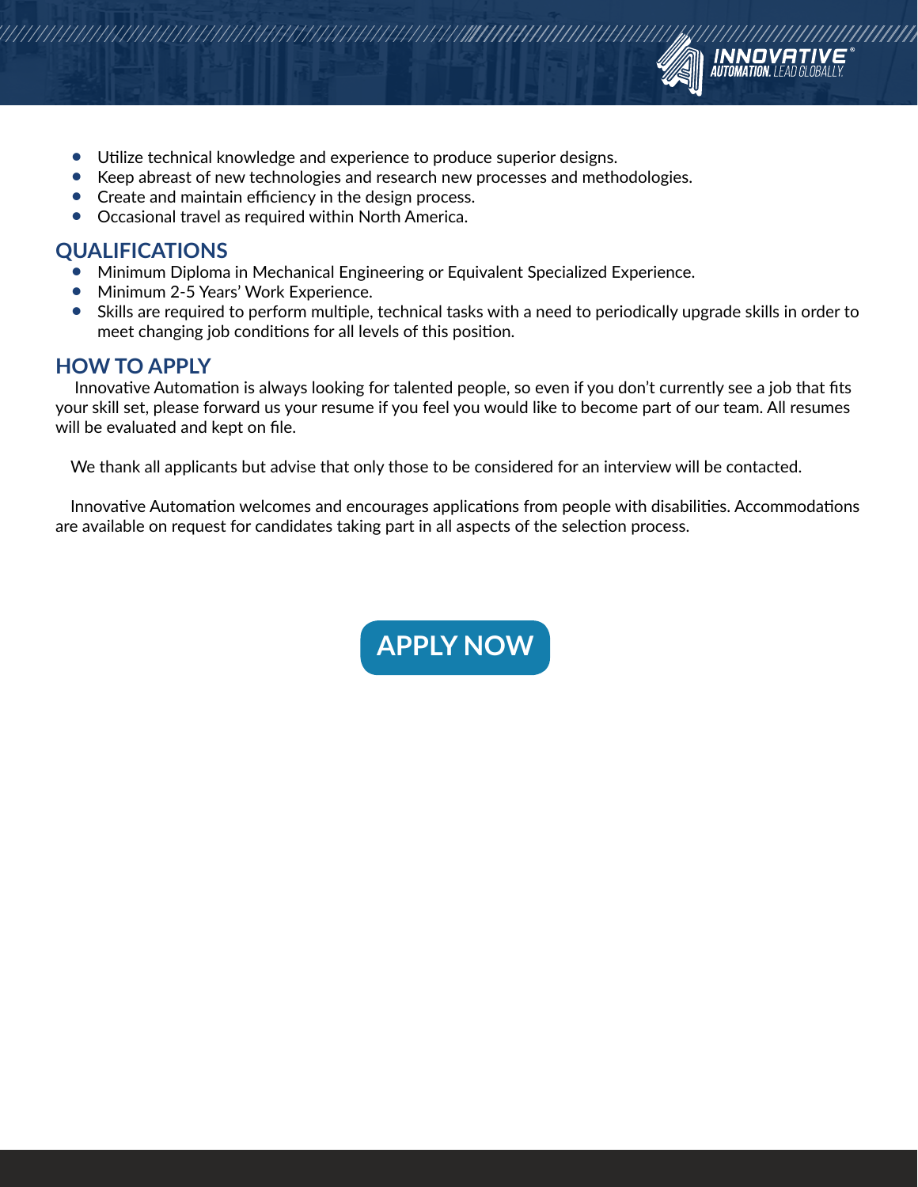- Utilize technical knowledge and experience to produce superior designs.
- Keep abreast of new technologies and research new processes and methodologies.
- Create and maintain efficiency in the design process.
- Occasional travel as required within North America.

## QUALIFICATIONS

- Minimum Diploma in Mechanical Engineering or Equivalent Specialized Experience.
- Minimum 2-5 Years' Work Experience.
- Skills are required to perform multiple, technical tasks with a need to periodically upgrade skills in order to meet changing job conditions for all levels of this position.

## HOW TO APPLY

Innovative Automation is always looking for talented people, so even if you don't currently see a job that fits your skill set, please forward us your resume if you feel you would like to become part of our team. All resumes will be evaluated and kept on file.

We thank all applicants but advise that only those to be considered for an interview will be contacted.

Innovative Automation welcomes and encourages applications from people with disabilities. Accommodations are available on request for candidates taking part in all aspects of the selection process.

**APPLY NOW**